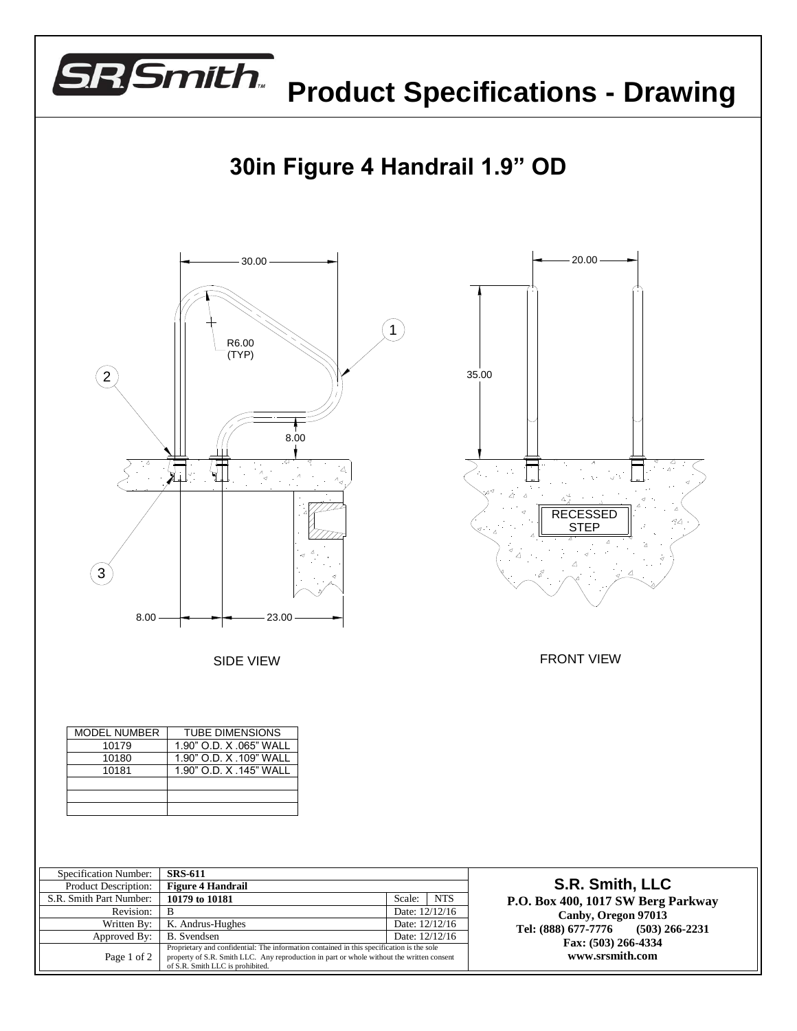# Product Specifications - Drawing

## 30in Figure 4 Handrail 1.9" OD

30.00

R6.00
(TYP)

1

2

8.00

3

8.00

23.00

SIDE VIEW

20.00

35.00

RECESSED
STEP

FRONT VIEW

| MODEL NUMBER | TUBE DIMENSIONS |
|---|---|
| 10179 | 1.90" O.D. X .065" WALL |
| 10180 | 1.90" O.D. X .109" WALL |
| 10181 | 1.90" O.D. X .145" WALL |
| | |
| | |
| | |

| | | | |
|---|---|---|---|
| Specification Number: | **SRS-611** | | |
| Product Description: | **Figure 4 Handrail** | | |
| S.R. Smith Part Number: | **10179 to 10181** | Scale: | NTS |
| Revision: | B | Date: 12/12/16 | |
| Written By: | K. Andrus-Hughes | Date: 12/12/16 | |
| Approved By: | B. Svendsen | Date: 12/12/16 | |
| Page 1 of 2 | Proprietary and confidential: The information contained in this specification is the sole property of S.R. Smith LLC. Any reproduction in part or whole without the written consent of S.R. Smith LLC is prohibited. | | |

**S.R. Smith, LLC**
**P.O. Box 400, 1017 SW Berg Parkway**
**Canby, Oregon 97013**
**Tel: (888) 677-7776 (503) 266-2231**
**Fax: (503) 266-4334**
**www.srsmith.com**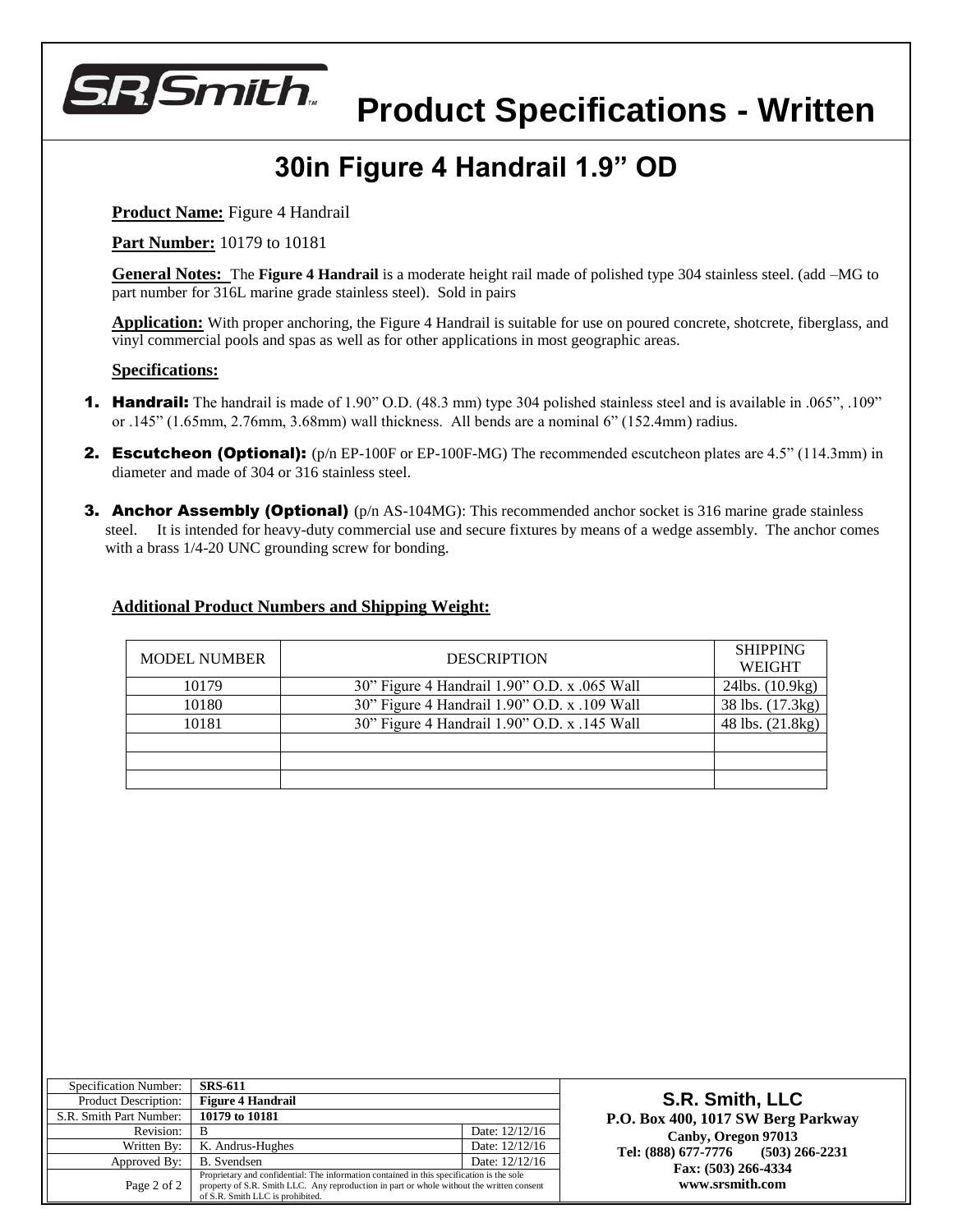# Product Specifications - Written

## 30in Figure 4 Handrail 1.9" OD

**Product Name:** Figure 4 Handrail

**Part Number:** 10179 to 10181

**General Notes:** The **Figure 4 Handrail** is a moderate height rail made of polished type 304 stainless steel. (add –MG to part number for 316L marine grade stainless steel). Sold in pairs

**Application:** With proper anchoring, the Figure 4 Handrail is suitable for use on poured concrete, shotcrete, fiberglass, and vinyl commercial pools and spas as well as for other applications in most geographic areas.

**Specifications:**

1. **Handrail:** The handrail is made of 1.90" O.D. (48.3 mm) type 304 polished stainless steel and is available in .065", .109" or .145" (1.65mm, 2.76mm, 3.68mm) wall thickness. All bends are a nominal 6" (152.4mm) radius.
2. **Escutcheon (Optional):** (p/n EP-100F or EP-100F-MG) The recommended escutcheon plates are 4.5" (114.3mm) in diameter and made of 304 or 316 stainless steel.
3. **Anchor Assembly (Optional)** (p/n AS-104MG): This recommended anchor socket is 316 marine grade stainless steel. It is intended for heavy-duty commercial use and secure fixtures by means of a wedge assembly. The anchor comes with a brass 1/4-20 UNC grounding screw for bonding.

**Additional Product Numbers and Shipping Weight:**

| MODEL NUMBER | DESCRIPTION | SHIPPING WEIGHT |
|---|---|---|
| 10179 | 30" Figure 4 Handrail 1.90" O.D. x .065 Wall | 24lbs. (10.9kg) |
| 10180 | 30" Figure 4 Handrail 1.90" O.D. x .109 Wall | 38 lbs. (17.3kg) |
| 10181 | 30" Figure 4 Handrail 1.90" O.D. x .145 Wall | 48 lbs. (21.8kg) |
| | | |
| | | |
| | | |

| | | |
|---|---|---|
| Specification Number: | **SRS-611** | |
| Product Description: | **Figure 4 Handrail** | |
| S.R. Smith Part Number: | **10179 to 10181** | |
| Revision: | B | Date: 12/12/16 |
| Written By: | K. Andrus-Hughes | Date: 12/12/16 |
| Approved By: | B. Svendsen | Date: 12/12/16 |
| | Proprietary and confidential: The information contained in this specification is the sole property of S.R. Smith LLC. Any reproduction in part or whole without the written consent of S.R. Smith LLC is prohibited. | |

**S.R. Smith, LLC**
**P.O. Box 400, 1017 SW Berg Parkway**
**Canby, Oregon 97013**
**Tel: (888) 677-7776 (503) 266-2231**
**Fax: (503) 266-4334**
**www.srsmith.com**